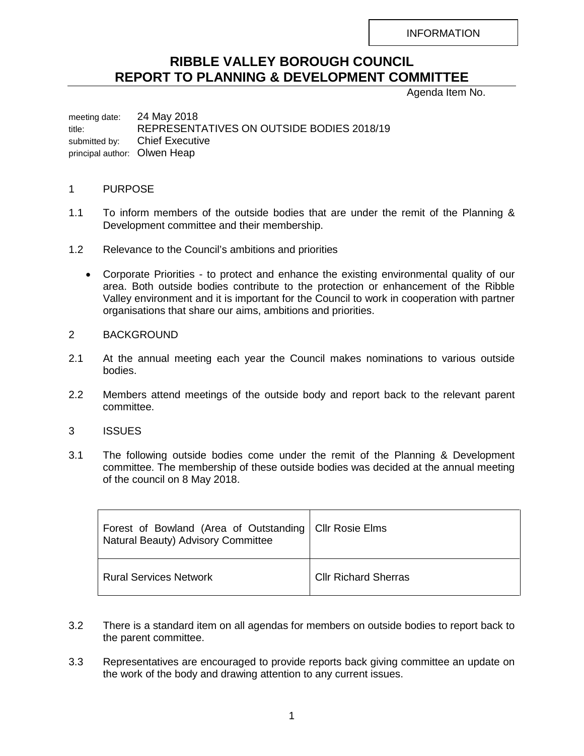INFORMATION

# RIBBLE VALLEY BOROUGH COUNCIL
# REPORT TO PLANNING & DEVELOPMENT COMMITTEE

Agenda Item No.

meeting date: 24 May 2018
title: REPRESENTATIVES ON OUTSIDE BODIES 2018/19
submitted by: Chief Executive
principal author: Olwen Heap

## 1 PURPOSE

1.1 To inform members of the outside bodies that are under the remit of the Planning & Development committee and their membership.

1.2 Relevance to the Council's ambitions and priorities

- Corporate Priorities - to protect and enhance the existing environmental quality of our area. Both outside bodies contribute to the protection or enhancement of the Ribble Valley environment and it is important for the Council to work in cooperation with partner organisations that share our aims, ambitions and priorities.

## 2 BACKGROUND

2.1 At the annual meeting each year the Council makes nominations to various outside bodies.

2.2 Members attend meetings of the outside body and report back to the relevant parent committee.

## 3 ISSUES

3.1 The following outside bodies come under the remit of the Planning & Development committee. The membership of these outside bodies was decided at the annual meeting of the council on 8 May 2018.

| Outside Body | Representative |
|---|---|
| Forest of Bowland (Area of Outstanding Natural Beauty) Advisory Committee | Cllr Rosie Elms |
| Rural Services Network | Cllr Richard Sherras |

3.2 There is a standard item on all agendas for members on outside bodies to report back to the parent committee.

3.3 Representatives are encouraged to provide reports back giving committee an update on the work of the body and drawing attention to any current issues.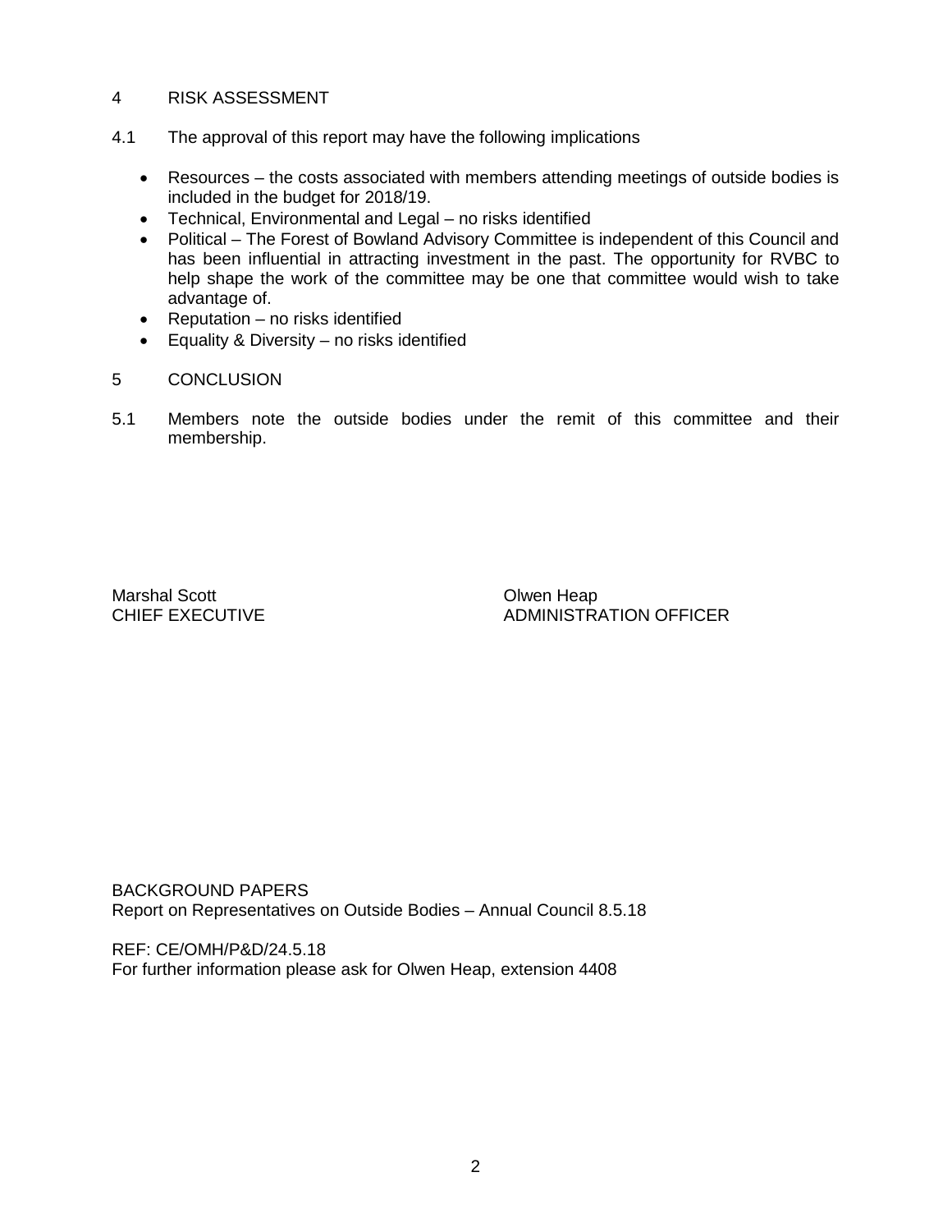## 4 RISK ASSESSMENT

4.1 The approval of this report may have the following implications

- Resources – the costs associated with members attending meetings of outside bodies is included in the budget for 2018/19.
- Technical, Environmental and Legal – no risks identified
- Political – The Forest of Bowland Advisory Committee is independent of this Council and has been influential in attracting investment in the past. The opportunity for RVBC to help shape the work of the committee may be one that committee would wish to take advantage of.
- Reputation – no risks identified
- Equality & Diversity – no risks identified

## 5 CONCLUSION

5.1 Members note the outside bodies under the remit of this committee and their membership.

Marshal Scott
CHIEF EXECUTIVE

Olwen Heap
ADMINISTRATION OFFICER

BACKGROUND PAPERS
Report on Representatives on Outside Bodies – Annual Council 8.5.18

REF: CE/OMH/P&D/24.5.18
For further information please ask for Olwen Heap, extension 4408